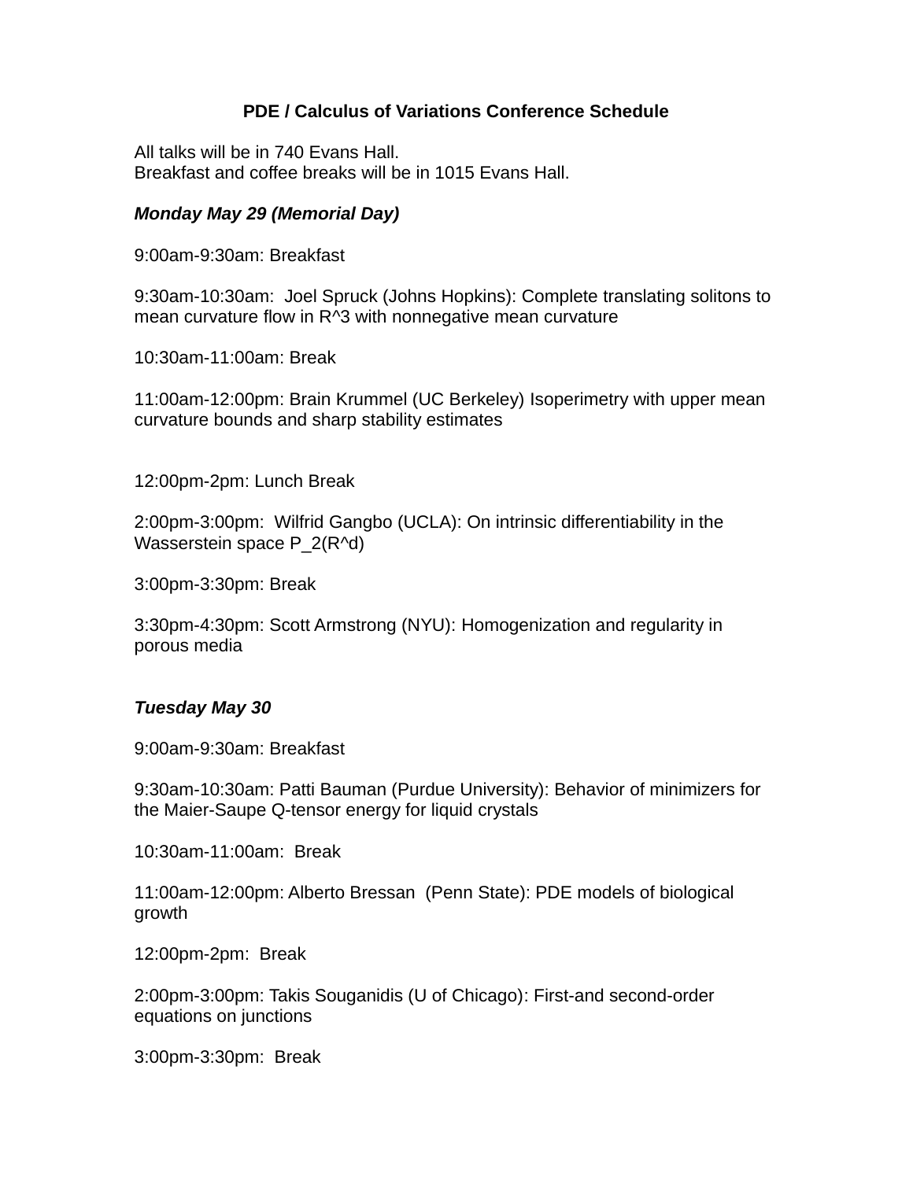# PDE / Calculus of Variations Conference Schedule

All talks will be in 740 Evans Hall.
Breakfast and coffee breaks will be in 1015 Evans Hall.

***Monday May 29 (Memorial Day)***

9:00am-9:30am: Breakfast

9:30am-10:30am: Joel Spruck (Johns Hopkins): Complete translating solitons to mean curvature flow in R^3 with nonnegative mean curvature

10:30am-11:00am: Break

11:00am-12:00pm: Brain Krummel (UC Berkeley) Isoperimetry with upper mean curvature bounds and sharp stability estimates

12:00pm-2pm: Lunch Break

2:00pm-3:00pm: Wilfrid Gangbo (UCLA): On intrinsic differentiability in the Wasserstein space P_2(R^d)

3:00pm-3:30pm: Break

3:30pm-4:30pm: Scott Armstrong (NYU): Homogenization and regularity in porous media

***Tuesday May 30***

9:00am-9:30am: Breakfast

9:30am-10:30am: Patti Bauman (Purdue University): Behavior of minimizers for the Maier-Saupe Q-tensor energy for liquid crystals

10:30am-11:00am: Break

11:00am-12:00pm: Alberto Bressan (Penn State): PDE models of biological growth

12:00pm-2pm: Break

2:00pm-3:00pm: Takis Souganidis (U of Chicago): First-and second-order equations on junctions

3:00pm-3:30pm: Break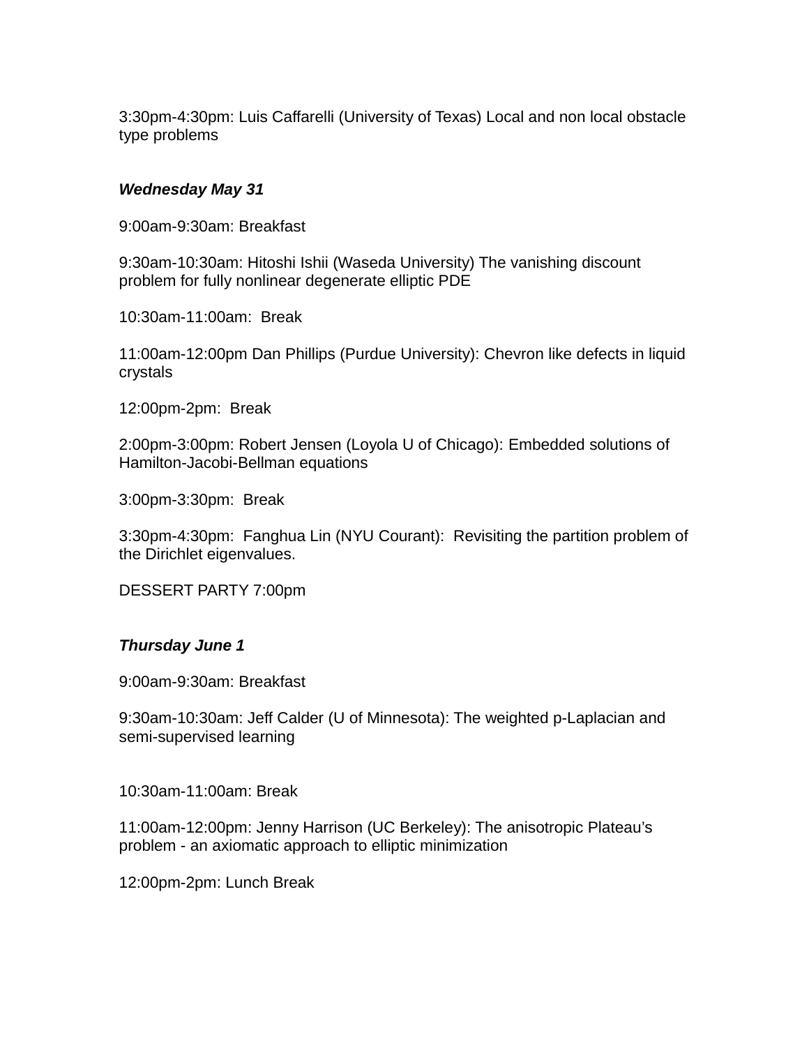3:30pm-4:30pm: Luis Caffarelli (University of Texas) Local and non local obstacle type problems

***Wednesday May 31***

9:00am-9:30am: Breakfast

9:30am-10:30am: Hitoshi Ishii (Waseda University) The vanishing discount problem for fully nonlinear degenerate elliptic PDE

10:30am-11:00am: Break

11:00am-12:00pm Dan Phillips (Purdue University): Chevron like defects in liquid crystals

12:00pm-2pm: Break

2:00pm-3:00pm: Robert Jensen (Loyola U of Chicago): Embedded solutions of Hamilton-Jacobi-Bellman equations

3:00pm-3:30pm: Break

3:30pm-4:30pm: Fanghua Lin (NYU Courant): Revisiting the partition problem of the Dirichlet eigenvalues.

DESSERT PARTY 7:00pm

***Thursday June 1***

9:00am-9:30am: Breakfast

9:30am-10:30am: Jeff Calder (U of Minnesota): The weighted p-Laplacian and semi-supervised learning

10:30am-11:00am: Break

11:00am-12:00pm: Jenny Harrison (UC Berkeley): The anisotropic Plateau's problem - an axiomatic approach to elliptic minimization

12:00pm-2pm: Lunch Break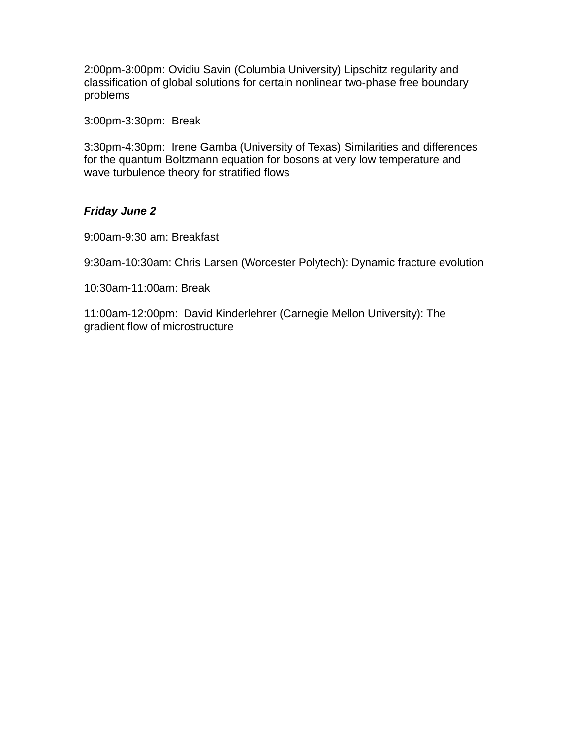2:00pm-3:00pm: Ovidiu Savin (Columbia University) Lipschitz regularity and classification of global solutions for certain nonlinear two-phase free boundary problems

3:00pm-3:30pm: Break

3:30pm-4:30pm: Irene Gamba (University of Texas) Similarities and differences for the quantum Boltzmann equation for bosons at very low temperature and wave turbulence theory for stratified flows

***Friday June 2***

9:00am-9:30 am: Breakfast

9:30am-10:30am: Chris Larsen (Worcester Polytech): Dynamic fracture evolution

10:30am-11:00am: Break

11:00am-12:00pm: David Kinderlehrer (Carnegie Mellon University): The gradient flow of microstructure